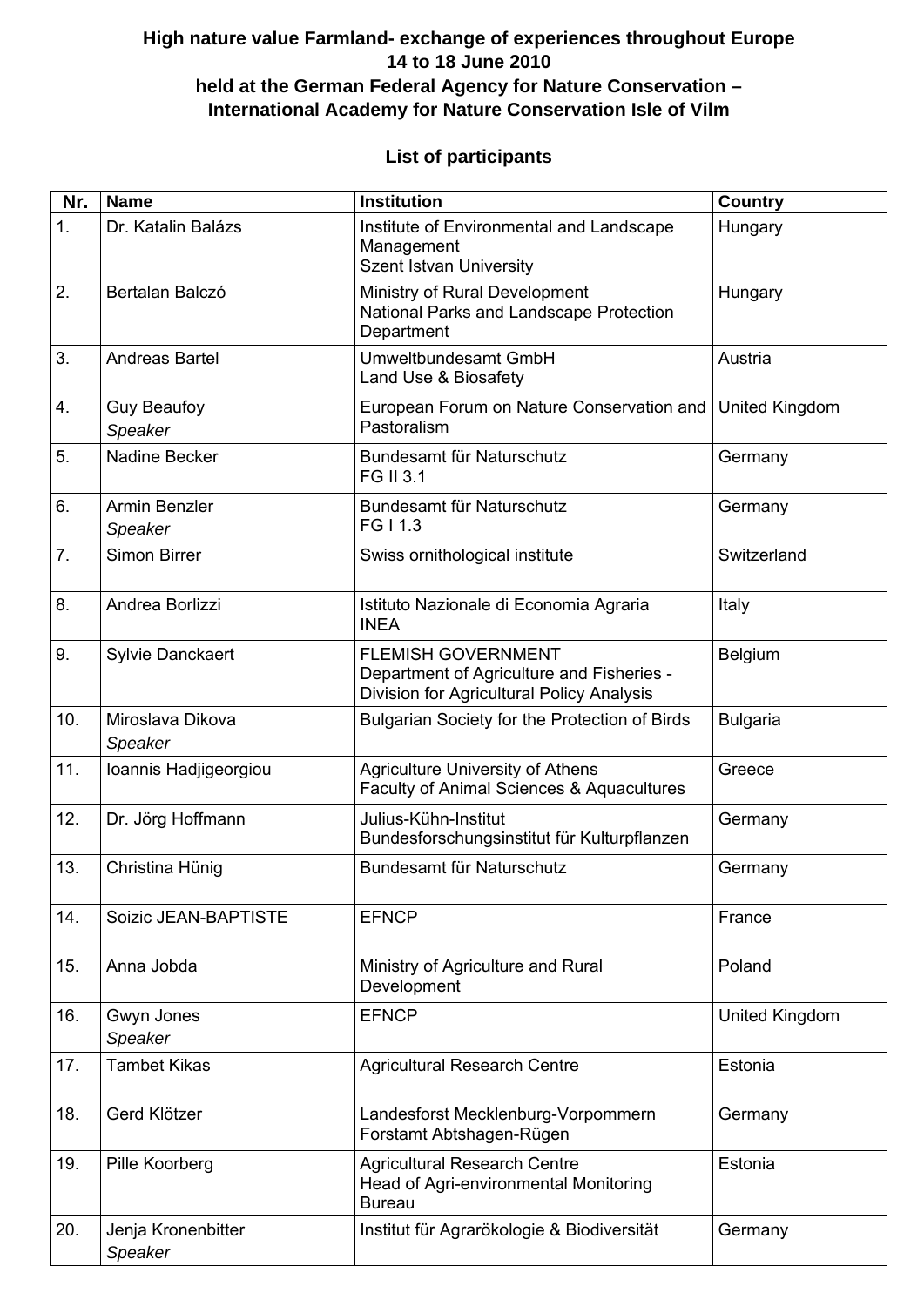**High nature value Farmland- exchange of experiences throughout Europe**
**14 to 18 June 2010**
**held at the German Federal Agency for Nature Conservation –**
**International Academy for Nature Conservation Isle of Vilm**

**List of participants**

| Nr. | Name | Institution | Country |
|---|---|---|---|
| 1. | Dr. Katalin Balázs | Institute of Environmental and Landscape Management<br>Szent Istvan University | Hungary |
| 2. | Bertalan Balczó | Ministry of Rural Development<br>National Parks and Landscape Protection Department | Hungary |
| 3. | Andreas Bartel | Umweltbundesamt GmbH<br>Land Use & Biosafety | Austria |
| 4. | Guy Beaufoy<br>*Speaker* | European Forum on Nature Conservation and Pastoralism | United Kingdom |
| 5. | Nadine Becker | Bundesamt für Naturschutz<br>FG II 3.1 | Germany |
| 6. | Armin Benzler<br>*Speaker* | Bundesamt für Naturschutz<br>FG I 1.3 | Germany |
| 7. | Simon Birrer | Swiss ornithological institute | Switzerland |
| 8. | Andrea Borlizzi | Istituto Nazionale di Economia Agraria<br>INEA | Italy |
| 9. | Sylvie Danckaert | FLEMISH GOVERNMENT<br>Department of Agriculture and Fisheries - Division for Agricultural Policy Analysis | Belgium |
| 10. | Miroslava Dikova<br>*Speaker* | Bulgarian Society for the Protection of Birds | Bulgaria |
| 11. | Ioannis Hadjigeorgiou | Agriculture University of Athens<br>Faculty of Animal Sciences & Aquacultures | Greece |
| 12. | Dr. Jörg Hoffmann | Julius-Kühn-Institut<br>Bundesforschungsinstitut für Kulturpflanzen | Germany |
| 13. | Christina Hünig | Bundesamt für Naturschutz | Germany |
| 14. | Soizic JEAN-BAPTISTE | EFNCP | France |
| 15. | Anna Jobda | Ministry of Agriculture and Rural Development | Poland |
| 16. | Gwyn Jones<br>*Speaker* | EFNCP | United Kingdom |
| 17. | Tambet Kikas | Agricultural Research Centre | Estonia |
| 18. | Gerd Klötzer | Landesforst Mecklenburg-Vorpommern<br>Forstamt Abtshagen-Rügen | Germany |
| 19. | Pille Koorberg | Agricultural Research Centre<br>Head of Agri-environmental Monitoring Bureau | Estonia |
| 20. | Jenja Kronenbitter<br>*Speaker* | Institut für Agrarökologie & Biodiversität | Germany |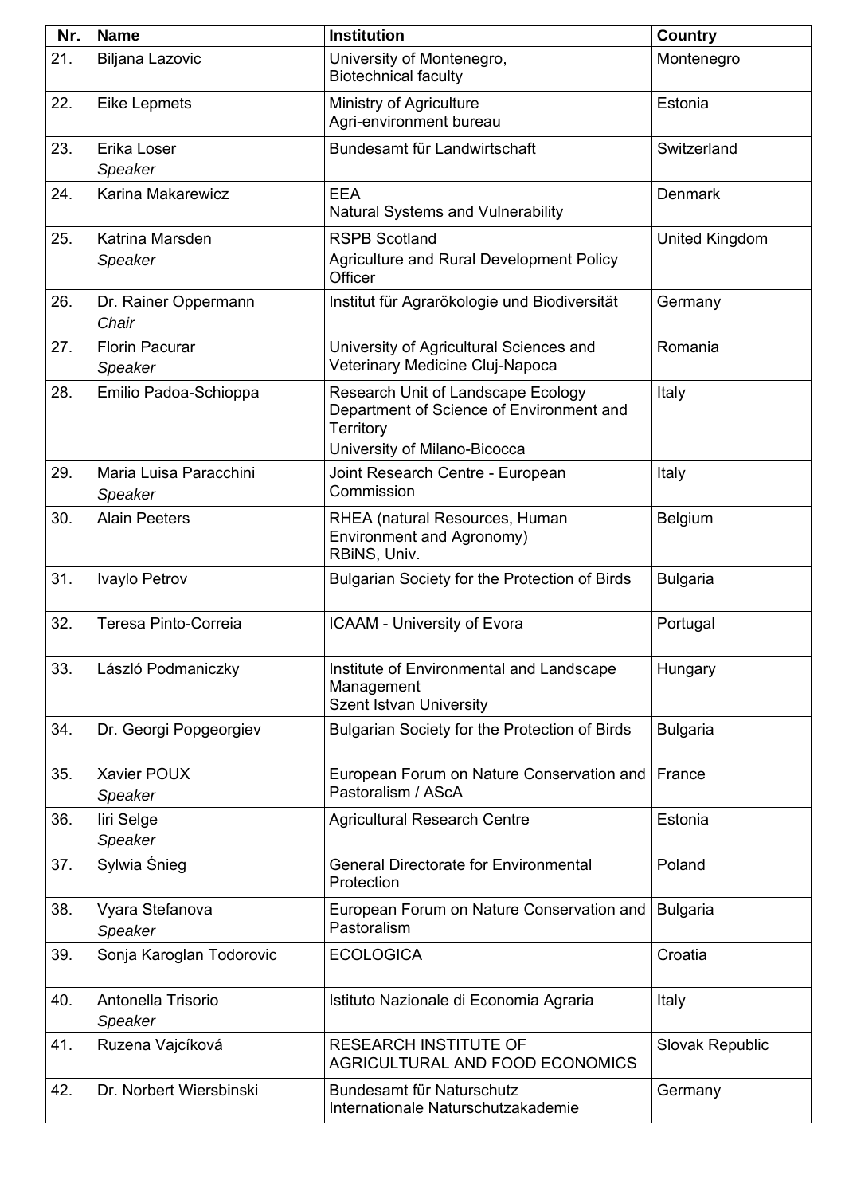| Nr. | Name | Institution | Country |
|---|---|---|---|
| 21. | Biljana Lazovic | University of Montenegro, Biotechnical faculty | Montenegro |
| 22. | Eike Lepmets | Ministry of Agriculture Agri-environment bureau | Estonia |
| 23. | Erika Loser *Speaker* | Bundesamt für Landwirtschaft | Switzerland |
| 24. | Karina Makarewicz | EEA Natural Systems and Vulnerability | Denmark |
| 25. | Katrina Marsden *Speaker* | RSPB Scotland Agriculture and Rural Development Policy Officer | United Kingdom |
| 26. | Dr. Rainer Oppermann *Chair* | Institut für Agrarökologie und Biodiversität | Germany |
| 27. | Florin Pacurar *Speaker* | University of Agricultural Sciences and Veterinary Medicine Cluj-Napoca | Romania |
| 28. | Emilio Padoa-Schioppa | Research Unit of Landscape Ecology Department of Science of Environment and Territory University of Milano-Bicocca | Italy |
| 29. | Maria Luisa Paracchini *Speaker* | Joint Research Centre - European Commission | Italy |
| 30. | Alain Peeters | RHEA (natural Resources, Human Environment and Agronomy) RBiNS, Univ. | Belgium |
| 31. | Ivaylo Petrov | Bulgarian Society for the Protection of Birds | Bulgaria |
| 32. | Teresa Pinto-Correia | ICAAM - University of Evora | Portugal |
| 33. | László Podmaniczky | Institute of Environmental and Landscape Management Szent Istvan University | Hungary |
| 34. | Dr. Georgi Popgeorgiev | Bulgarian Society for the Protection of Birds | Bulgaria |
| 35. | Xavier POUX *Speaker* | European Forum on Nature Conservation and Pastoralism / AScA | France |
| 36. | Iiri Selge *Speaker* | Agricultural Research Centre | Estonia |
| 37. | Sylwia Śnieg | General Directorate for Environmental Protection | Poland |
| 38. | Vyara Stefanova *Speaker* | European Forum on Nature Conservation and Pastoralism | Bulgaria |
| 39. | Sonja Karoglan Todorovic | ECOLOGICA | Croatia |
| 40. | Antonella Trisorio *Speaker* | Istituto Nazionale di Economia Agraria | Italy |
| 41. | Ruzena Vajcíková | RESEARCH INSTITUTE OF AGRICULTURAL AND FOOD ECONOMICS | Slovak Republic |
| 42. | Dr. Norbert Wiersbinski | Bundesamt für Naturschutz Internationale Naturschutzakademie | Germany |